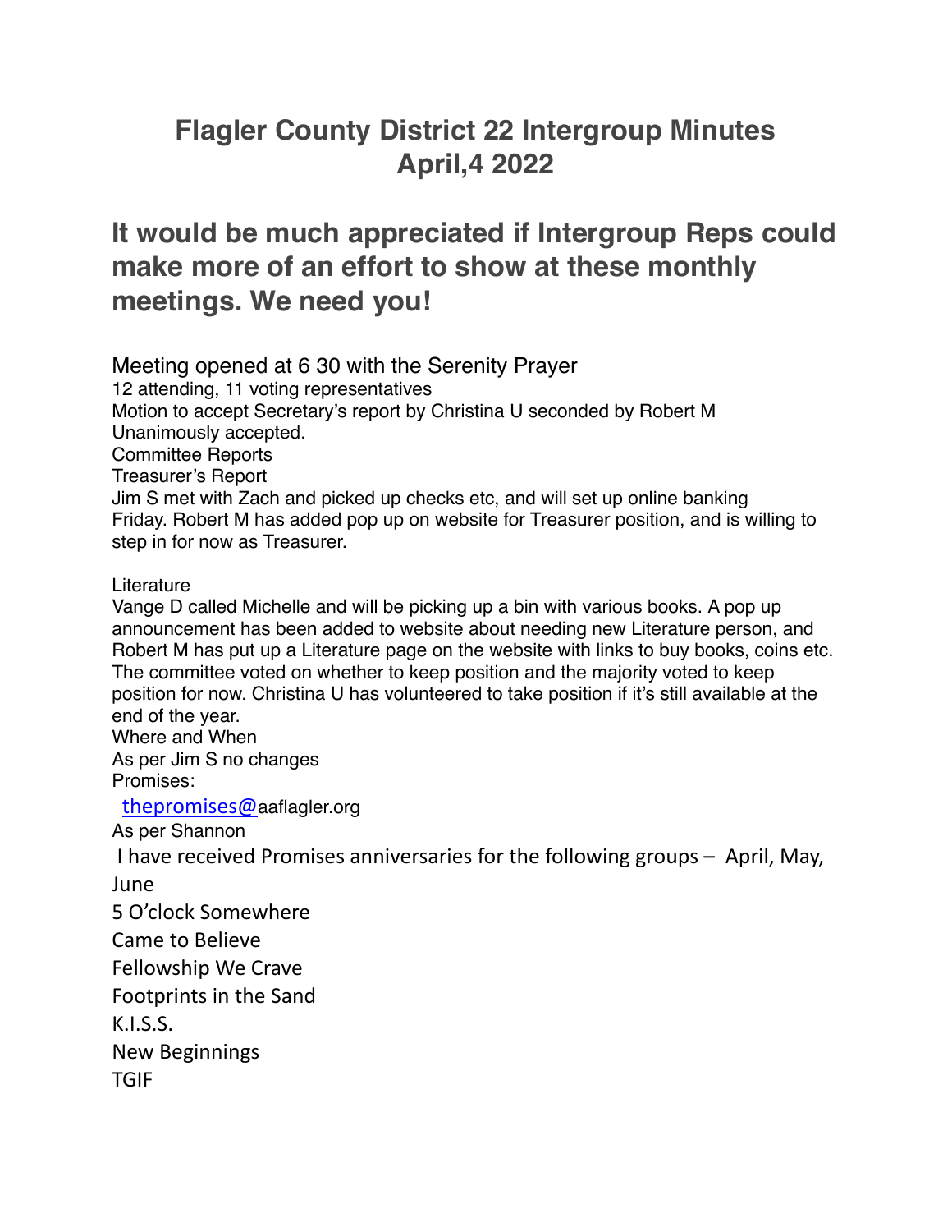# Flagler County District 22 Intergroup Minutes
# April,4 2022

## It would be much appreciated if Intergroup Reps could make more of an effort to show at these monthly meetings. We need you!

Meeting opened at 6 30 with the Serenity Prayer
12 attending, 11 voting representatives
Motion to accept Secretary's report by Christina U seconded by Robert M
Unanimously accepted.
Committee Reports
Treasurer's Report
Jim S met with Zach and picked up checks etc, and will set up online banking Friday. Robert M has added pop up on website for Treasurer position, and is willing to step in for now as Treasurer.

Literature
Vange D called Michelle and will be picking up a bin with various books. A pop up announcement has been added to website about needing new Literature person, and Robert M has put up a Literature page on the website with links to buy books, coins etc. The committee voted on whether to keep position and the majority voted to keep position for now. Christina U has volunteered to take position if it's still available at the end of the year.
Where and When
As per Jim S no changes
Promises:
thepromises@aaflagler.org
As per Shannon
I have received Promises anniversaries for the following groups – April, May, June
5 O'clock Somewhere
Came to Believe
Fellowship We Crave
Footprints in the Sand
K.I.S.S.
New Beginnings
TGIF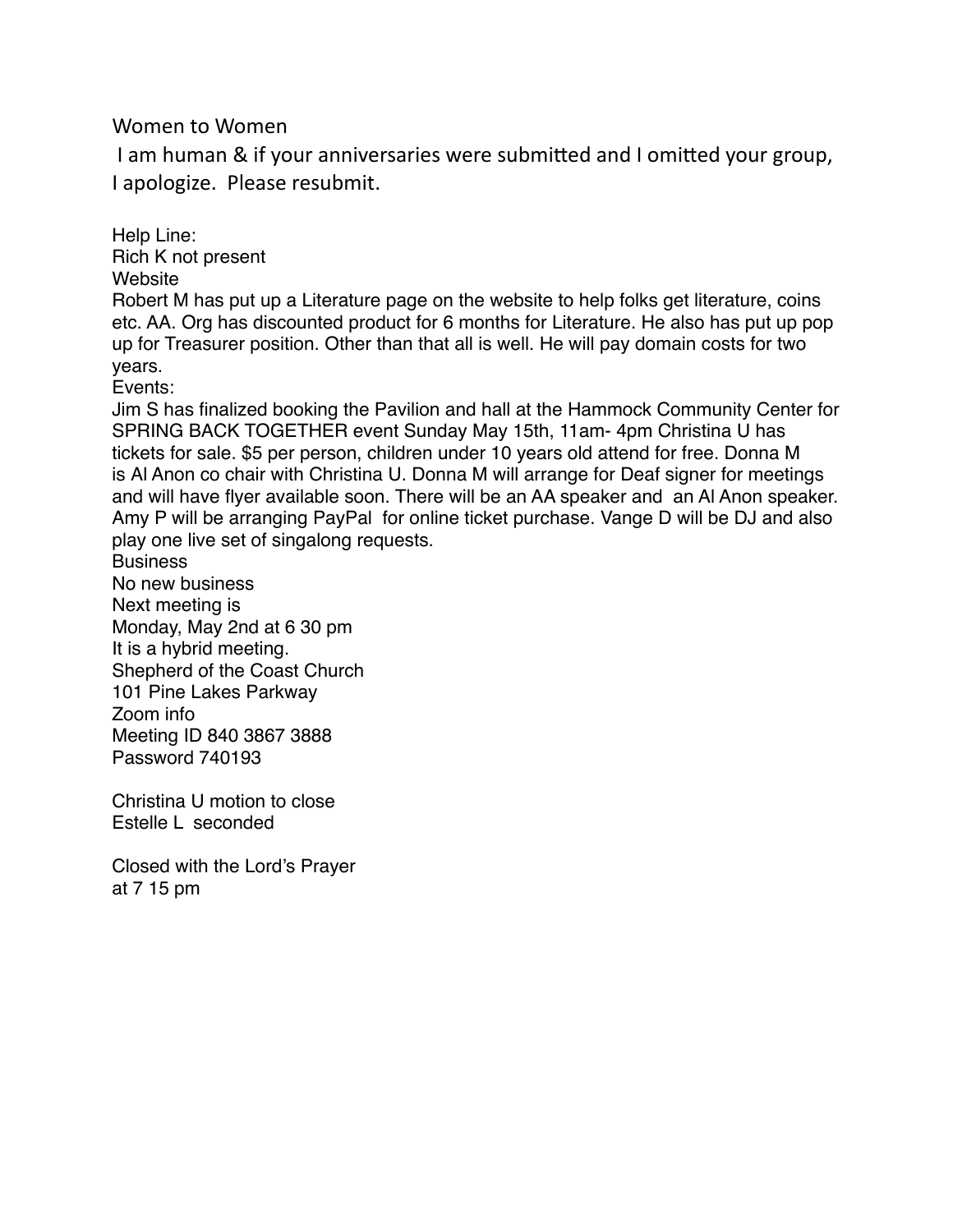Women to Women

I am human & if your anniversaries were submitted and I omitted your group, I apologize. Please resubmit.

Help Line:
Rich K not present
Website
Robert M has put up a Literature page on the website to help folks get literature, coins etc. AA. Org has discounted product for 6 months for Literature. He also has put up pop up for Treasurer position. Other than that all is well. He will pay domain costs for two years.
Events:
Jim S has finalized booking the Pavilion and hall at the Hammock Community Center for SPRING BACK TOGETHER event Sunday May 15th, 11am- 4pm Christina U has tickets for sale. $5 per person, children under 10 years old attend for free. Donna M is Al Anon co chair with Christina U. Donna M will arrange for Deaf signer for meetings and will have flyer available soon. There will be an AA speaker and an Al Anon speaker. Amy P will be arranging PayPal for online ticket purchase. Vange D will be DJ and also play one live set of singalong requests.
Business
No new business
Next meeting is
Monday, May 2nd at 6 30 pm
It is a hybrid meeting.
Shepherd of the Coast Church
101 Pine Lakes Parkway
Zoom info
Meeting ID 840 3867 3888
Password 740193

Christina U motion to close
Estelle L seconded

Closed with the Lord's Prayer
at 7 15 pm